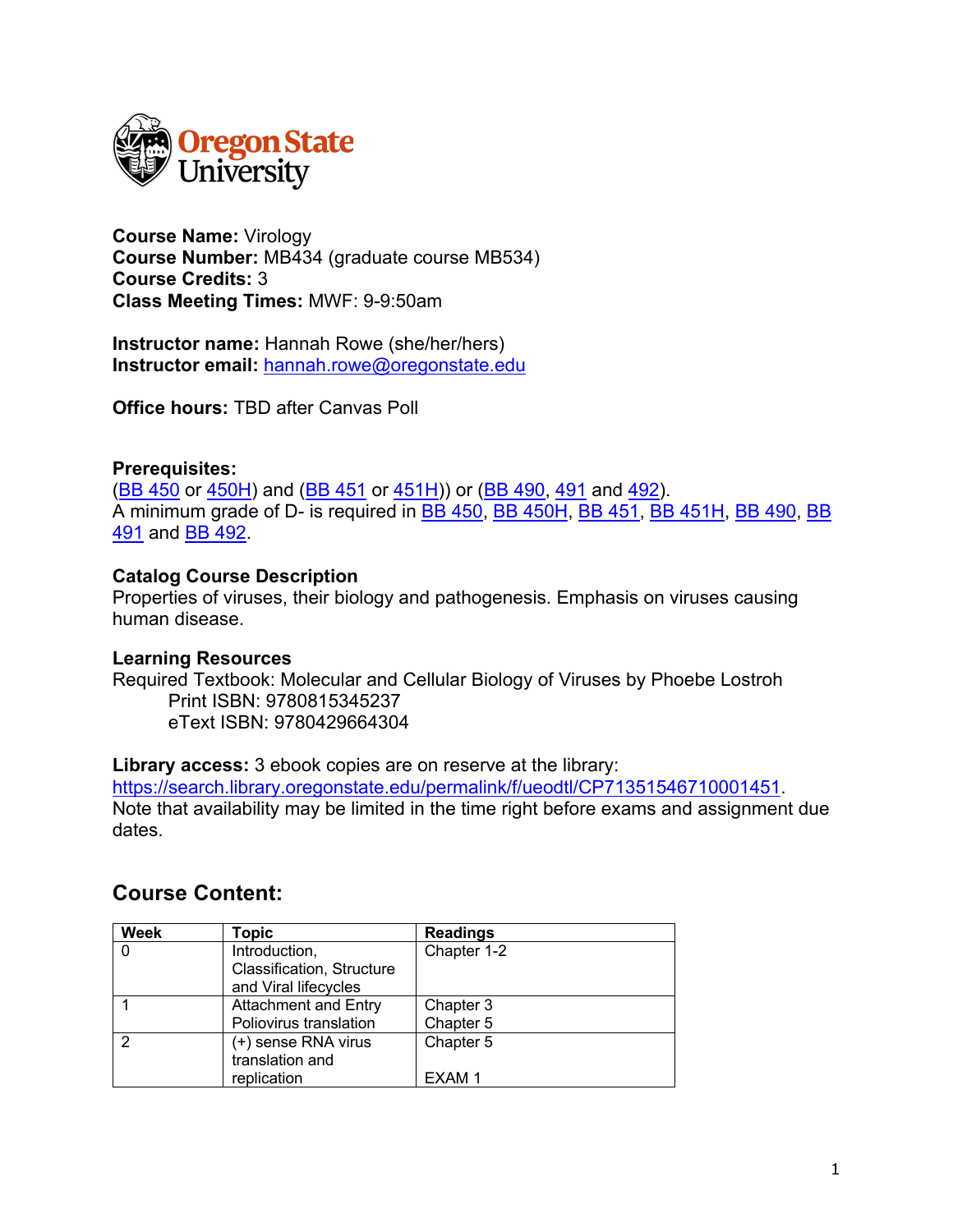**Course Name:** Virology
**Course Number:** MB434 (graduate course MB534)
**Course Credits:** 3
**Class Meeting Times:** MWF: 9-9:50am

**Instructor name:** Hannah Rowe (she/her/hers)
**Instructor email:** hannah.rowe@oregonstate.edu

**Office hours:** TBD after Canvas Poll

**Prerequisites:**
(BB 450 or 450H) and (BB 451 or 451H)) or (BB 490, 491 and 492).
A minimum grade of D- is required in BB 450, BB 450H, BB 451, BB 451H, BB 490, BB 491 and BB 492.

**Catalog Course Description**
Properties of viruses, their biology and pathogenesis. Emphasis on viruses causing human disease.

**Learning Resources**
Required Textbook: Molecular and Cellular Biology of Viruses by Phoebe Lostroh
Print ISBN: 9780815345237
eText ISBN: 9780429664304

**Library access:** 3 ebook copies are on reserve at the library: https://search.library.oregonstate.edu/permalink/f/ueodtl/CP71351546710001451. Note that availability may be limited in the time right before exams and assignment due dates.

## Course Content:

| Week | Topic | Readings |
|---|---|---|
| 0 | Introduction, Classification, Structure and Viral lifecycles | Chapter 1-2 |
| 1 | Attachment and Entry<br>Poliovirus translation | Chapter 3<br>Chapter 5 |
| 2 | (+) sense RNA virus translation and replication | Chapter 5<br><br>EXAM 1 |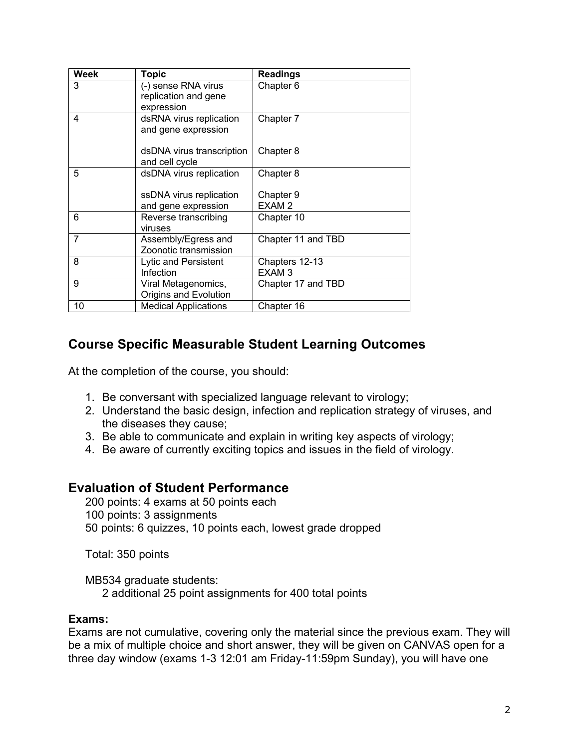| Week | Topic | Readings |
|---|---|---|
| 3 | (-) sense RNA virus replication and gene expression | Chapter 6 |
| 4 | dsRNA virus replication and gene expression<br><br>dsDNA virus transcription and cell cycle | Chapter 7<br><br>Chapter 8 |
| 5 | dsDNA virus replication<br><br>ssDNA virus replication and gene expression | Chapter 8<br><br>Chapter 9<br>EXAM 2 |
| 6 | Reverse transcribing viruses | Chapter 10 |
| 7 | Assembly/Egress and Zoonotic transmission | Chapter 11 and TBD |
| 8 | Lytic and Persistent Infection | Chapters 12-13<br>EXAM 3 |
| 9 | Viral Metagenomics, Origins and Evolution | Chapter 17 and TBD |
| 10 | Medical Applications | Chapter 16 |

## Course Specific Measurable Student Learning Outcomes

At the completion of the course, you should:

1. Be conversant with specialized language relevant to virology;
2. Understand the basic design, infection and replication strategy of viruses, and the diseases they cause;
3. Be able to communicate and explain in writing key aspects of virology;
4. Be aware of currently exciting topics and issues in the field of virology.

## Evaluation of Student Performance

200 points: 4 exams at 50 points each
100 points: 3 assignments
50 points: 6 quizzes, 10 points each, lowest grade dropped

Total: 350 points

MB534 graduate students:
2 additional 25 point assignments for 400 total points

**Exams:**
Exams are not cumulative, covering only the material since the previous exam. They will be a mix of multiple choice and short answer, they will be given on CANVAS open for a three day window (exams 1-3 12:01 am Friday-11:59pm Sunday), you will have one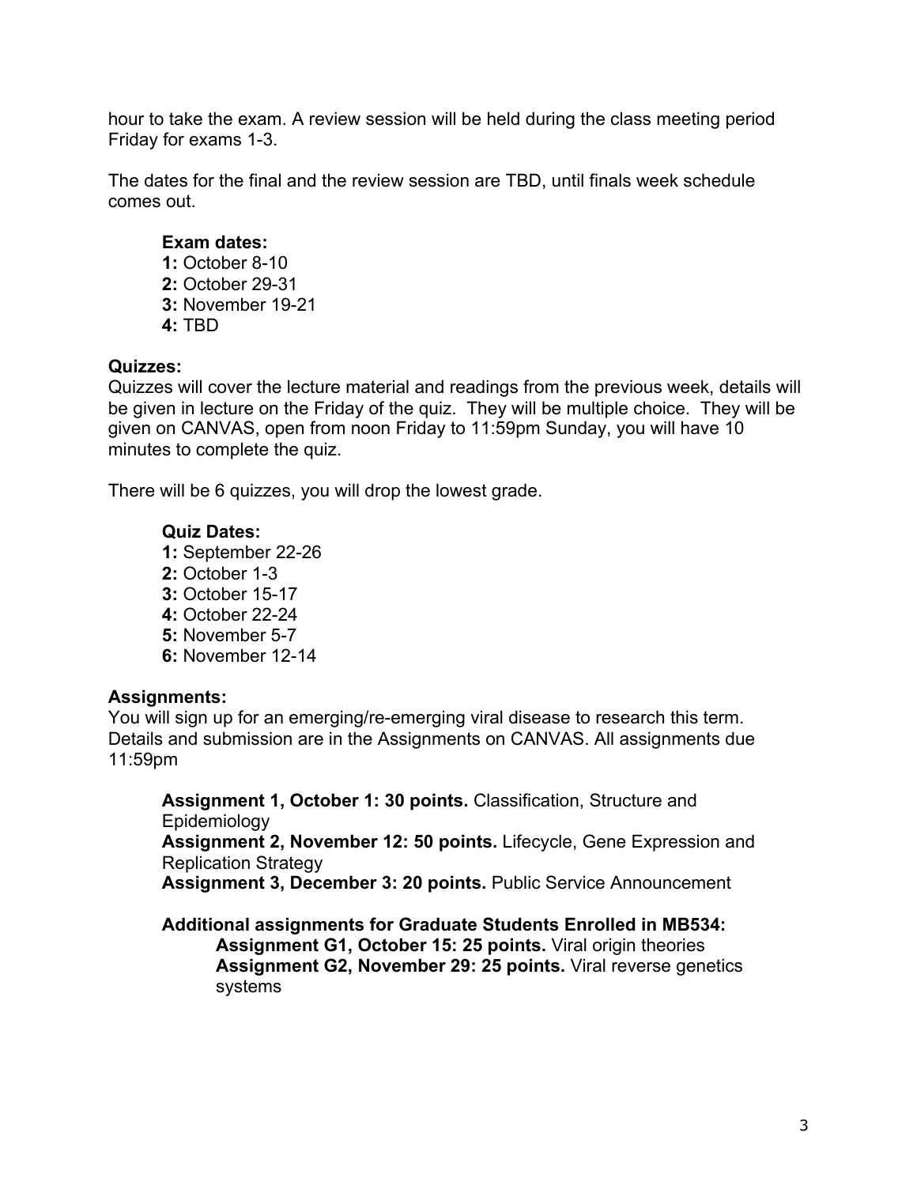hour to take the exam. A review session will be held during the class meeting period Friday for exams 1-3.

The dates for the final and the review session are TBD, until finals week schedule comes out.

**Exam dates:**
**1:** October 8-10
**2:** October 29-31
**3:** November 19-21
**4:** TBD

**Quizzes:**
Quizzes will cover the lecture material and readings from the previous week, details will be given in lecture on the Friday of the quiz. They will be multiple choice. They will be given on CANVAS, open from noon Friday to 11:59pm Sunday, you will have 10 minutes to complete the quiz.

There will be 6 quizzes, you will drop the lowest grade.

**Quiz Dates:**
**1:** September 22-26
**2:** October 1-3
**3:** October 15-17
**4:** October 22-24
**5:** November 5-7
**6:** November 12-14

**Assignments:**
You will sign up for an emerging/re-emerging viral disease to research this term. Details and submission are in the Assignments on CANVAS. All assignments due 11:59pm

**Assignment 1, October 1: 30 points.** Classification, Structure and Epidemiology
**Assignment 2, November 12: 50 points.** Lifecycle, Gene Expression and Replication Strategy
**Assignment 3, December 3: 20 points.** Public Service Announcement

**Additional assignments for Graduate Students Enrolled in MB534:**
**Assignment G1, October 15: 25 points.** Viral origin theories
**Assignment G2, November 29: 25 points.** Viral reverse genetics systems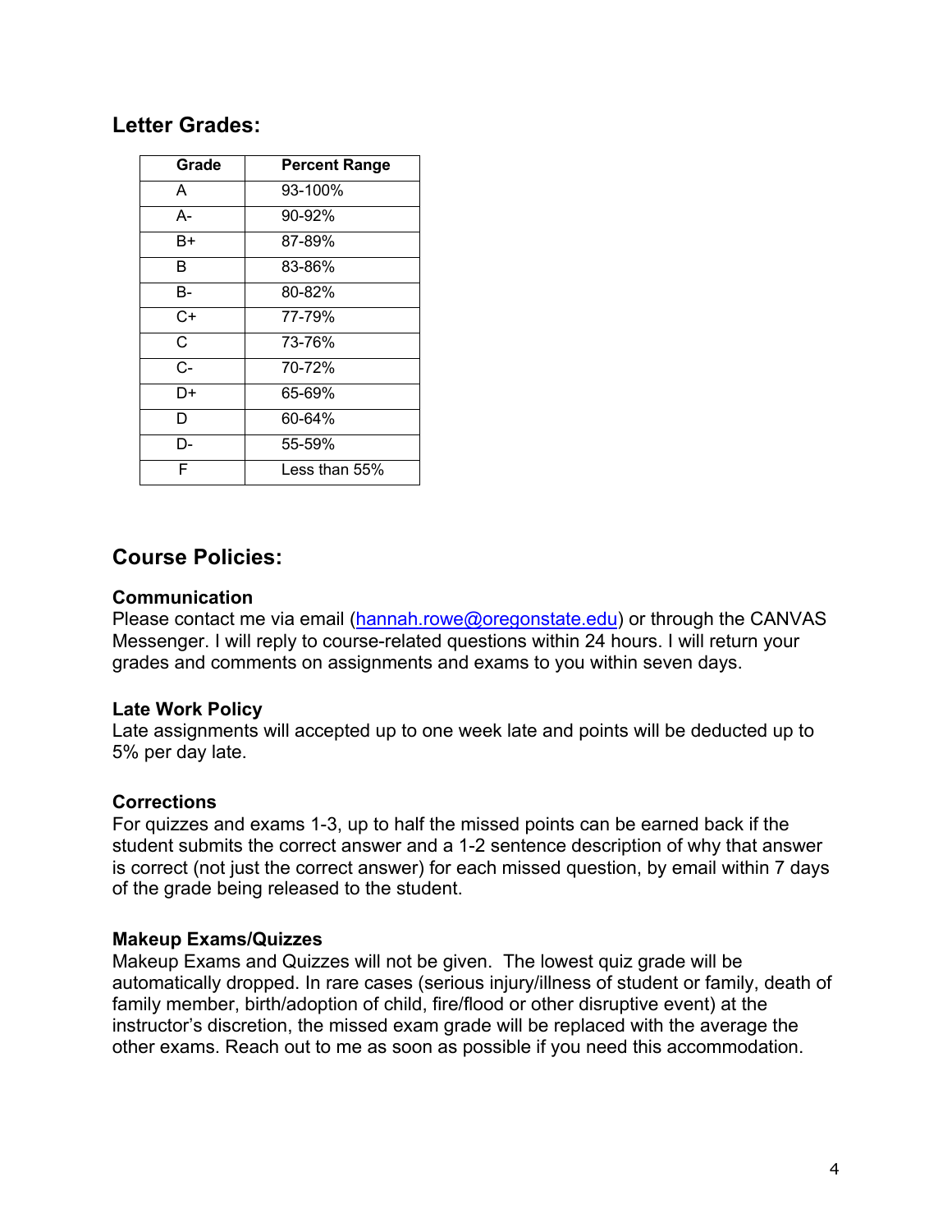## Letter Grades:

| Grade | Percent Range |
|---|---|
| A | 93-100% |
| A- | 90-92% |
| B+ | 87-89% |
| B | 83-86% |
| B- | 80-82% |
| C+ | 77-79% |
| C | 73-76% |
| C- | 70-72% |
| D+ | 65-69% |
| D | 60-64% |
| D- | 55-59% |
| F | Less than 55% |

## Course Policies:

### Communication

Please contact me via email (hannah.rowe@oregonstate.edu) or through the CANVAS Messenger. I will reply to course-related questions within 24 hours. I will return your grades and comments on assignments and exams to you within seven days.

### Late Work Policy

Late assignments will accepted up to one week late and points will be deducted up to 5% per day late.

### Corrections

For quizzes and exams 1-3, up to half the missed points can be earned back if the student submits the correct answer and a 1-2 sentence description of why that answer is correct (not just the correct answer) for each missed question, by email within 7 days of the grade being released to the student.

### Makeup Exams/Quizzes

Makeup Exams and Quizzes will not be given. The lowest quiz grade will be automatically dropped. In rare cases (serious injury/illness of student or family, death of family member, birth/adoption of child, fire/flood or other disruptive event) at the instructor's discretion, the missed exam grade will be replaced with the average the other exams. Reach out to me as soon as possible if you need this accommodation.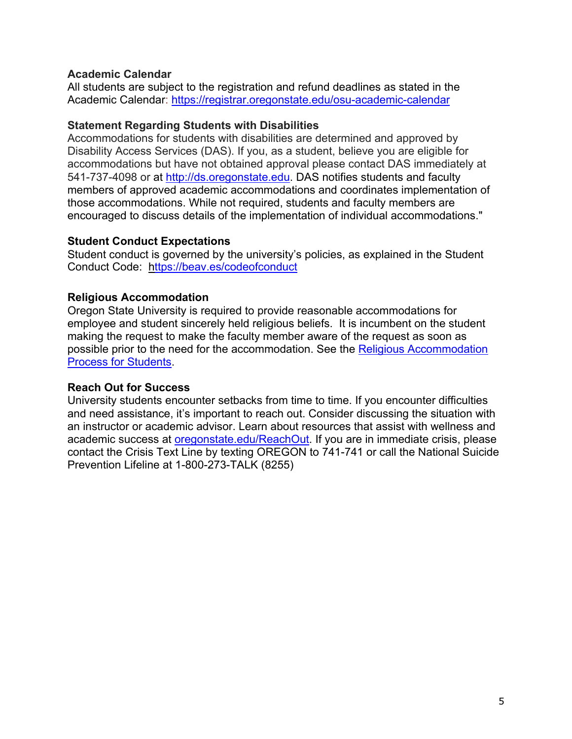**Academic Calendar**
All students are subject to the registration and refund deadlines as stated in the Academic Calendar: https://registrar.oregonstate.edu/osu-academic-calendar

**Statement Regarding Students with Disabilities**
Accommodations for students with disabilities are determined and approved by Disability Access Services (DAS). If you, as a student, believe you are eligible for accommodations but have not obtained approval please contact DAS immediately at 541-737-4098 or at http://ds.oregonstate.edu. DAS notifies students and faculty members of approved academic accommodations and coordinates implementation of those accommodations. While not required, students and faculty members are encouraged to discuss details of the implementation of individual accommodations."

**Student Conduct Expectations**
Student conduct is governed by the university's policies, as explained in the Student Conduct Code: https://beav.es/codeofconduct

**Religious Accommodation**
Oregon State University is required to provide reasonable accommodations for employee and student sincerely held religious beliefs. It is incumbent on the student making the request to make the faculty member aware of the request as soon as possible prior to the need for the accommodation. See the Religious Accommodation Process for Students.

**Reach Out for Success**
University students encounter setbacks from time to time. If you encounter difficulties and need assistance, it's important to reach out. Consider discussing the situation with an instructor or academic advisor. Learn about resources that assist with wellness and academic success at oregonstate.edu/ReachOut. If you are in immediate crisis, please contact the Crisis Text Line by texting OREGON to 741-741 or call the National Suicide Prevention Lifeline at 1-800-273-TALK (8255)